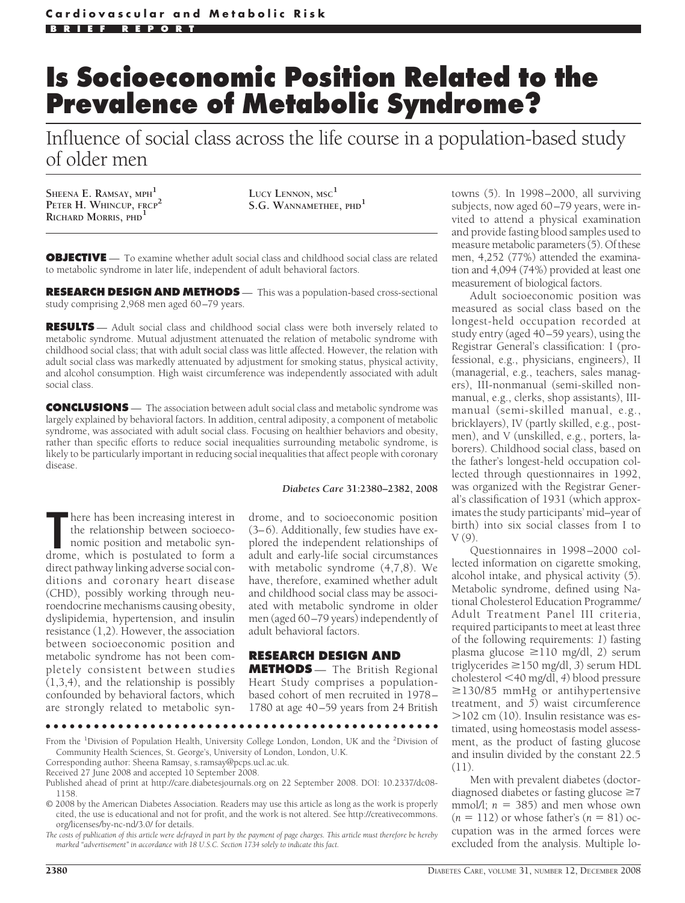Cardiovascular and Metabolic Risk

BRIEF REPORT

# Is Socioeconomic Position Related to the Prevalence of Metabolic Syndrome?

Influence of social class across the life course in a population-based study of older men

SHEENA E. RAMSAY, MPH[1]
PETER H. WHINCUP, FRCP[2]
RICHARD MORRIS, PHD[1]
LUCY LENNON, MSC[1]
S.G. WANNAMETHEE, PHD[1]

**OBJECTIVE** — To examine whether adult social class and childhood social class are related to metabolic syndrome in later life, independent of adult behavioral factors.

**RESEARCH DESIGN AND METHODS** — This was a population-based cross-sectional study comprising 2,968 men aged 60–79 years.

**RESULTS** — Adult social class and childhood social class were both inversely related to metabolic syndrome. Mutual adjustment attenuated the relation of metabolic syndrome with childhood social class; that with adult social class was little affected. However, the relation with adult social class was markedly attenuated by adjustment for smoking status, physical activity, and alcohol consumption. High waist circumference was independently associated with adult social class.

**CONCLUSIONS** — The association between adult social class and metabolic syndrome was largely explained by behavioral factors. In addition, central adiposity, a component of metabolic syndrome, was associated with adult social class. Focusing on healthier behaviors and obesity, rather than specific efforts to reduce social inequalities surrounding metabolic syndrome, is likely to be particularly important in reducing social inequalities that affect people with coronary disease.

*Diabetes Care* **31:**2380–2382, 2008

There has been increasing interest in the relationship between socioeconomic position and metabolic syndrome, which is postulated to form a direct pathway linking adverse social conditions and coronary heart disease (CHD), possibly working through neuroendocrine mechanisms causing obesity, dyslipidemia, hypertension, and insulin resistance (1,2). However, the association between socioeconomic and metabolic syndrome has not been completely consistent between studies (1,3,4), and the relationship is possibly confounded by behavioral factors, which are strongly related to metabolic syndrome, and to socioeconomic position (3–6). Additionally, few studies have explored the independent relationships of adult and early-life social circumstances with metabolic syndrome (4,7,8). We have, therefore, examined whether adult and childhood social class may be associated with metabolic syndrome in older men (aged 60–79 years) independently of adult behavioral factors.

## RESEARCH DESIGN AND METHODS

The British Regional Heart Study comprises a population-based cohort of men recruited in 1978–1780 at age 40–59 years from 24 British towns (5). In 1998–2000, all surviving subjects, now aged 60–79 years, were invited to attend a physical examination and provide fasting blood samples used to measure metabolic parameters (5). Of these men, 4,252 (77%) attended the examination and 4,094 (74%) provided at least one measurement of biological factors.

Adult socioeconomic position was measured as social class based on the longest-held occupation recorded at study entry (aged 40–59 years), using the Registrar General's classification: I (professional, e.g., physicians, engineers), II (managerial, e.g., teachers, sales managers), III-nonmanual (semi-skilled nonmanual, e.g., clerks, shop assistants), III-manual (semi-skilled manual, e.g., bricklayers), IV (partly skilled, e.g., postmen), and V (unskilled, e.g., porters, laborers). Childhood social class, based on the father's longest-held occupation collected through questionnaires in 1992, was organized with the Registrar General's classification of 1931 (which approximates the study participants' mid–year of birth) into six social classes from I to V (9).

Questionnaires in 1998–2000 collected information on cigarette smoking, alcohol intake, and physical activity (5). Metabolic syndrome, defined using National Cholesterol Education Programme/Adult Treatment Panel III criteria, required participants to meet at least three of the following requirements: *1*) fasting plasma glucose $\geq$110 mg/dl, *2*) serum triglycerides $\geq$150 mg/dl, *3*) serum HDL cholesterol <40 mg/dl, *4*) blood pressure $\geq$130/85 mmHg or antihypertensive treatment, and *5*) waist circumference >102 cm (10). Insulin resistance was estimated, using homeostasis model assessment, as the product of fasting glucose and insulin divided by the constant 22.5 (11).

Men with prevalent diabetes (doctor-diagnosed diabetes or fasting glucose $\geq$7 mmol/l; $n$ = 385) and men whose own ($n$ = 112) or whose father's ($n$ = 81) occupation was in the armed forces were excluded from the analysis. Multiple lo-

From the [1]Division of Population Health, University College London, London, UK and the [2]Division of Community Health Sciences, St. George's, University of London, London, U.K.

Corresponding author: Sheena Ramsay, s.ramsay@pcps.ucl.ac.uk.

Received 27 June 2008 and accepted 10 September 2008.

Published ahead of print at http://care.diabetesjournals.org on 22 September 2008. DOI: 10.2337/dc08-1158.

© 2008 by the American Diabetes Association. Readers may use this article as long as the work is properly cited, the use is educational and not for profit, and the work is not altered. See http://creativecommons.org/licenses/by-nc-nd/3.0/ for details.

*The costs of publication of this article were defrayed in part by the payment of page charges. This article must therefore be hereby marked "advertisement" in accordance with 18 U.S.C. Section 1734 solely to indicate this fact.*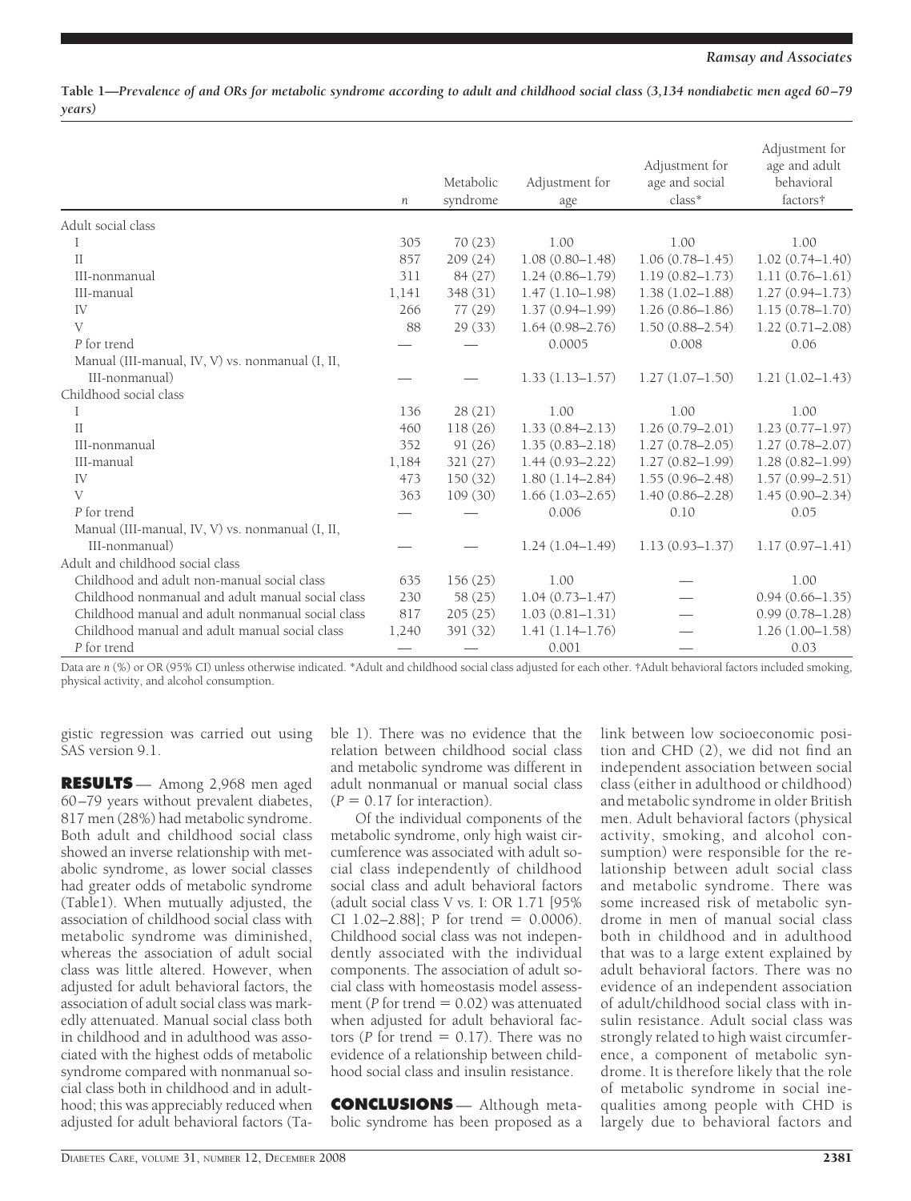**Table 1—Prevalence of and ORs for metabolic syndrome according to adult and childhood social class (3,134 nondiabetic men aged 60–79 years)**

| | *n* | Metabolic syndrome | Adjustment for age | Adjustment for age and social class* | Adjustment for age and adult behavioral factors† |
|---|---|---|---|---|---|
| Adult social class | | | | | |
| I | 305 | 70 (23) | 1.00 | 1.00 | 1.00 |
| II | 857 | 209 (24) | 1.08 (0.80–1.48) | 1.06 (0.78–1.45) | 1.02 (0.74–1.40) |
| III-nonmanual | 311 | 84 (27) | 1.24 (0.86–1.79) | 1.19 (0.82–1.73) | 1.11 (0.76–1.61) |
| III-manual | 1,141 | 348 (31) | 1.47 (1.10–1.98) | 1.38 (1.02–1.88) | 1.27 (0.94–1.73) |
| IV | 266 | 77 (29) | 1.37 (0.94–1.99) | 1.26 (0.86–1.86) | 1.15 (0.78–1.70) |
| V | 88 | 29 (33) | 1.64 (0.98–2.76) | 1.50 (0.88–2.54) | 1.22 (0.71–2.08) |
| *P* for trend | — | — | 0.0005 | 0.008 | 0.06 |
| Manual (III-manual, IV, V) vs. nonmanual (I, II, III-nonmanual) | — | — | 1.33 (1.13–1.57) | 1.27 (1.07–1.50) | 1.21 (1.02–1.43) |
| Childhood social class | | | | | |
| I | 136 | 28 (21) | 1.00 | 1.00 | 1.00 |
| II | 460 | 118 (26) | 1.33 (0.84–2.13) | 1.26 (0.79–2.01) | 1.23 (0.77–1.97) |
| III-nonmanual | 352 | 91 (26) | 1.35 (0.83–2.18) | 1.27 (0.78–2.05) | 1.27 (0.78–2.07) |
| III-manual | 1,184 | 321 (27) | 1.44 (0.93–2.22) | 1.27 (0.82–1.99) | 1.28 (0.82–1.99) |
| IV | 473 | 150 (32) | 1.80 (1.14–2.84) | 1.55 (0.96–2.48) | 1.57 (0.99–2.51) |
| V | 363 | 109 (30) | 1.66 (1.03–2.65) | 1.40 (0.86–2.28) | 1.45 (0.90–2.34) |
| *P* for trend | — | — | 0.006 | 0.10 | 0.05 |
| Manual (III-manual, IV, V) vs. nonmanual (I, II, III-nonmanual) | — | — | 1.24 (1.04–1.49) | 1.13 (0.93–1.37) | 1.17 (0.97–1.41) |
| Adult and childhood social class | | | | | |
| Childhood and adult non-manual social class | 635 | 156 (25) | 1.00 | — | 1.00 |
| Childhood nonmanual and adult manual social class | 230 | 58 (25) | 1.04 (0.73–1.47) | — | 0.94 (0.66–1.35) |
| Childhood manual and adult nonmanual social class | 817 | 205 (25) | 1.03 (0.81–1.31) | — | 0.99 (0.78–1.28) |
| Childhood manual and adult manual social class | 1,240 | 391 (32) | 1.41 (1.14–1.76) | — | 1.26 (1.00–1.58) |
| *P* for trend | — | — | 0.001 | — | 0.03 |

Data are *n* (%) or OR (95% CI) unless otherwise indicated. *Adult and childhood social class adjusted for each other. †Adult behavioral factors included smoking, physical activity, and alcohol consumption.

gistic regression was carried out using SAS version 9.1.

## RESULTS

Among 2,968 men aged 60–79 years without prevalent diabetes, 817 men (28%) had metabolic syndrome. Both adult and childhood social class showed an inverse relationship with metabolic syndrome, as lower social classes had greater odds of metabolic syndrome (Table1). When mutually adjusted, the association of childhood social class with metabolic syndrome was diminished, whereas the association of adult social class was little altered. However, when adjusted for adult behavioral factors, the association of adult social class was markedly attenuated. Manual social class both in childhood and in adulthood was associated with the highest odds of metabolic syndrome compared with nonmanual social class both in childhood and in adulthood; this was appreciably reduced when adjusted for adult behavioral factors (Table 1). There was no evidence that the relation between childhood social class and metabolic syndrome was different in adult nonmanual or manual social class ($P = 0.17$ for interaction).

Of the individual components of the metabolic syndrome, only high waist circumference was associated with adult social class independently of childhood social class and adult behavioral factors (adult social class V vs. I: OR 1.71 [95% CI 1.02–2.88]; P for trend $= 0.0006$). Childhood social class was not independently associated with the individual components. The association of adult social class with homeostasis model assessment ($P$ for trend $= 0.02$) was attenuated when adjusted for adult behavioral factors ($P$ for trend $= 0.17$). There was no evidence of a relationship between childhood social class and insulin resistance.

## CONCLUSIONS

Although metabolic syndrome has been proposed as a link between low socioeconomic position and CHD (2), we did not find an independent association between social class (either in adulthood or childhood) and metabolic syndrome in older British men. Adult behavioral factors (physical activity, smoking, and alcohol consumption) were responsible for the relationship between adult social class and metabolic syndrome. There was some increased risk of metabolic syndrome in men of manual social class both in childhood and in adulthood that was to a large extent explained by adult behavioral factors. There was no evidence of an independent association of adult/childhood social class with insulin resistance. Adult social class was strongly related to high waist circumference, a component of metabolic syndrome. It is therefore likely that the role of metabolic syndrome in social inequalities among people with CHD is largely due to behavioral factors and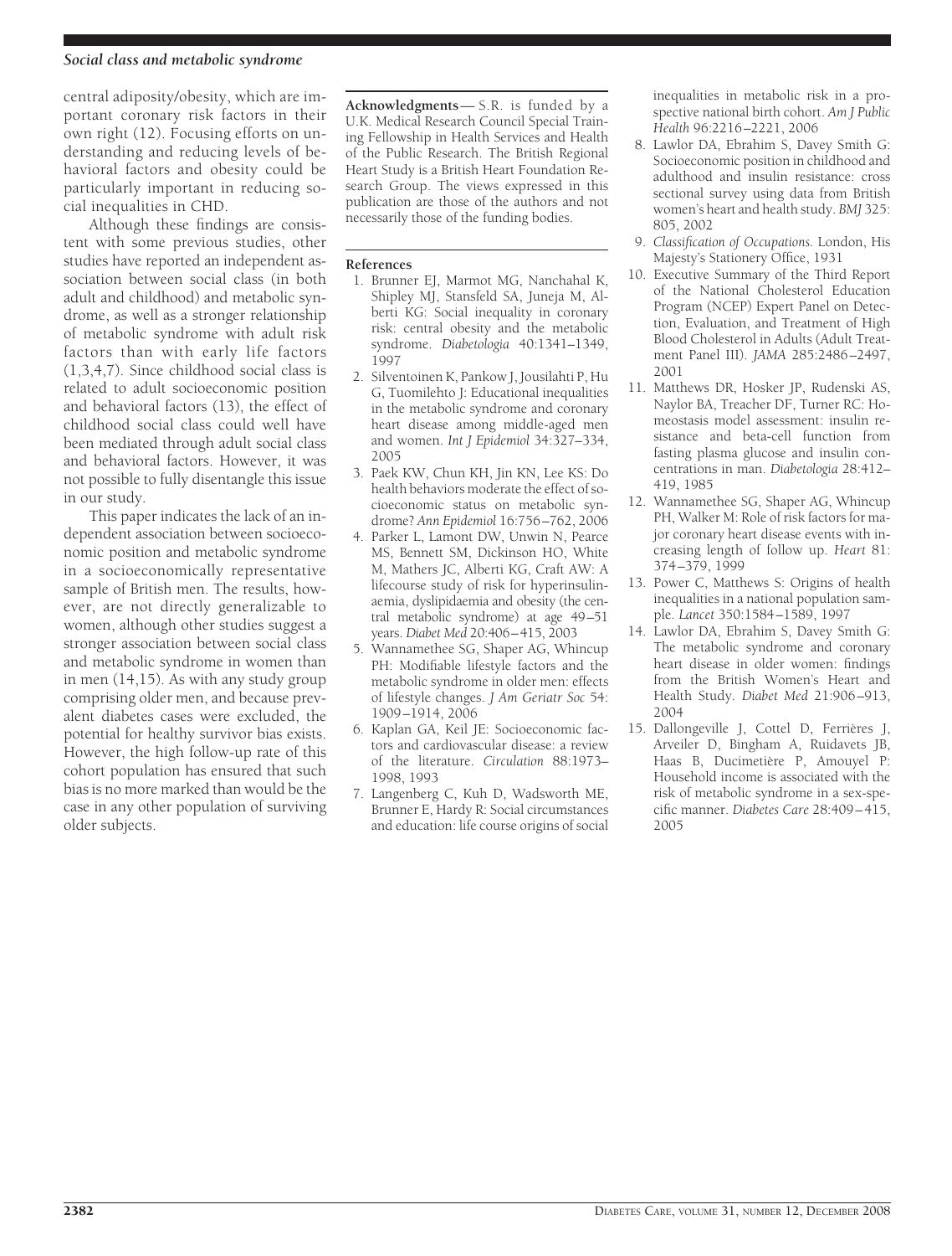central adiposity/obesity, which are important coronary risk factors in their own right (12). Focusing efforts on understanding and reducing levels of behavioral factors and obesity could be particularly important in reducing social inequalities in CHD.

Although these findings are consistent with some previous studies, other studies have reported an independent association between social class (in both adult and childhood) and metabolic syndrome, as well as a stronger relationship of metabolic syndrome with adult risk factors than with early life factors (1,3,4,7). Since childhood social class is related to adult socioeconomic position and behavioral factors (13), the effect of childhood social class could well have been mediated through adult social class and behavioral factors. However, it was not possible to fully disentangle this issue in our study.

This paper indicates the lack of an independent association between socioeconomic position and metabolic syndrome in a socioeconomically representative sample of British men. The results, however, are not directly generalizable to women, although other studies suggest a stronger association between social class and metabolic syndrome in women than in men (14,15). As with any study group comprising older men, and because prevalent diabetes cases were excluded, the potential for healthy survivor bias exists. However, the high follow-up rate of this cohort population has ensured that such bias is no more marked than would be the case in any other population of surviving older subjects.

**Acknowledgments**— S.R. is funded by a U.K. Medical Research Council Special Training Fellowship in Health Services and Health of the Public Research. The British Regional Heart Study is a British Heart Foundation Research Group. The views expressed in this publication are those of the authors and not necessarily those of the funding bodies.

**References**

1. Brunner EJ, Marmot MG, Nanchahal K, Shipley MJ, Stansfeld SA, Juneja M, Alberti KG: Social inequality in coronary risk: central obesity and the metabolic syndrome. *Diabetologia* 40:1341–1349, 1997
2. Silventoinen K, Pankow J, Jousilahti P, Hu G, Tuomilehto J: Educational inequalities in the metabolic syndrome and coronary heart disease among middle-aged men and women. *Int J Epidemiol* 34:327–334, 2005
3. Paek KW, Chun KH, Jin KN, Lee KS: Do health behaviors moderate the effect of socioeconomic status on metabolic syndrome? *Ann Epidemiol* 16:756–762, 2006
4. Parker L, Lamont DW, Unwin N, Pearce MS, Bennett SM, Dickinson HO, White M, Mathers JC, Alberti KG, Craft AW: A lifecourse study of risk for hyperinsulinaemia, dyslipidaemia and obesity (the central metabolic syndrome) at age 49–51 years. *Diabet Med* 20:406–415, 2003
5. Wannamethee SG, Shaper AG, Whincup PH: Modifiable lifestyle factors and the metabolic syndrome in older men: effects of lifestyle changes. *J Am Geriatr Soc* 54: 1909–1914, 2006
6. Kaplan GA, Keil JE: Socioeconomic factors and cardiovascular disease: a review of the literature. *Circulation* 88:1973–1998, 1993
7. Langenberg C, Kuh D, Wadsworth ME, Brunner E, Hardy R: Social circumstances and education: life course origins of social inequalities in metabolic risk in a prospective national birth cohort. *Am J Public Health* 96:2216–2221, 2006
8. Lawlor DA, Ebrahim S, Davey Smith G: Socioeconomic position in childhood and adulthood and insulin resistance: cross sectional survey using data from British women's heart and health study. *BMJ* 325: 805, 2002
9. *Classification of Occupations.* London, His Majesty's Stationery Office, 1931
10. Executive Summary of the Third Report of the National Cholesterol Education Program (NCEP) Expert Panel on Detection, Evaluation, and Treatment of High Blood Cholesterol in Adults (Adult Treatment Panel III). *JAMA* 285:2486–2497, 2001
11. Matthews DR, Hosker JP, Rudenski AS, Naylor BA, Treacher DF, Turner RC: Homeostasis model assessment: insulin resistance and beta-cell function from fasting plasma glucose and insulin concentrations in man. *Diabetologia* 28:412–419, 1985
12. Wannamethee SG, Shaper AG, Whincup PH, Walker M: Role of risk factors for major coronary heart disease events with increasing length of follow up. *Heart* 81: 374–379, 1999
13. Power C, Matthews S: Origins of health inequalities in a national population sample. *Lancet* 350:1584–1589, 1997
14. Lawlor DA, Ebrahim S, Davey Smith G: The metabolic syndrome and coronary heart disease in older women: findings from the British Women's Heart and Health Study. *Diabet Med* 21:906–913, 2004
15. Dallongeville J, Cottel D, Ferrières J, Arveiler D, Bingham A, Ruidavets JB, Haas B, Ducimetière P, Amouyel P: Household income is associated with the risk of metabolic syndrome in a sex-specific manner. *Diabetes Care* 28:409–415, 2005